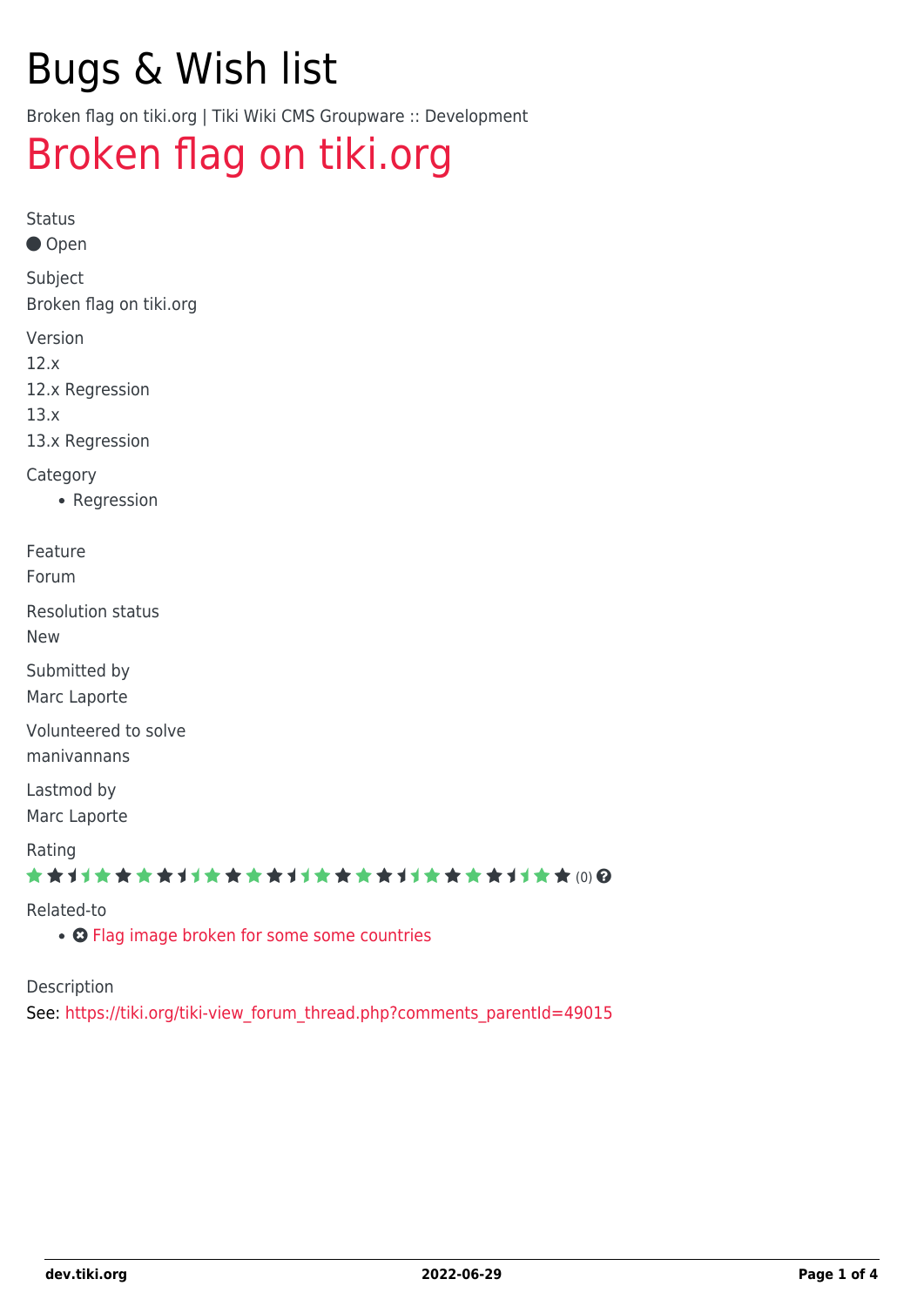# Bugs & Wish list

Broken flag on tiki.org | Tiki Wiki CMS Groupware :: Development

## Broken flag on tiki.org

Status

● Open

Subject

Broken flag on tiki.org

Version

12.x

12.x Regression

13.x

13.x Regression

Category

- Regression

Feature

Forum

Resolution status

New

Submitted by

Marc Laporte

Volunteered to solve

manivannans

Lastmod by

Marc Laporte

Rating

★★★★★★★★★★★★★★★★★★★★★★★★★ (0)

Related-to

- Flag image broken for some some countries

Description

See: https://tiki.org/tiki-view_forum_thread.php?comments_parentId=49015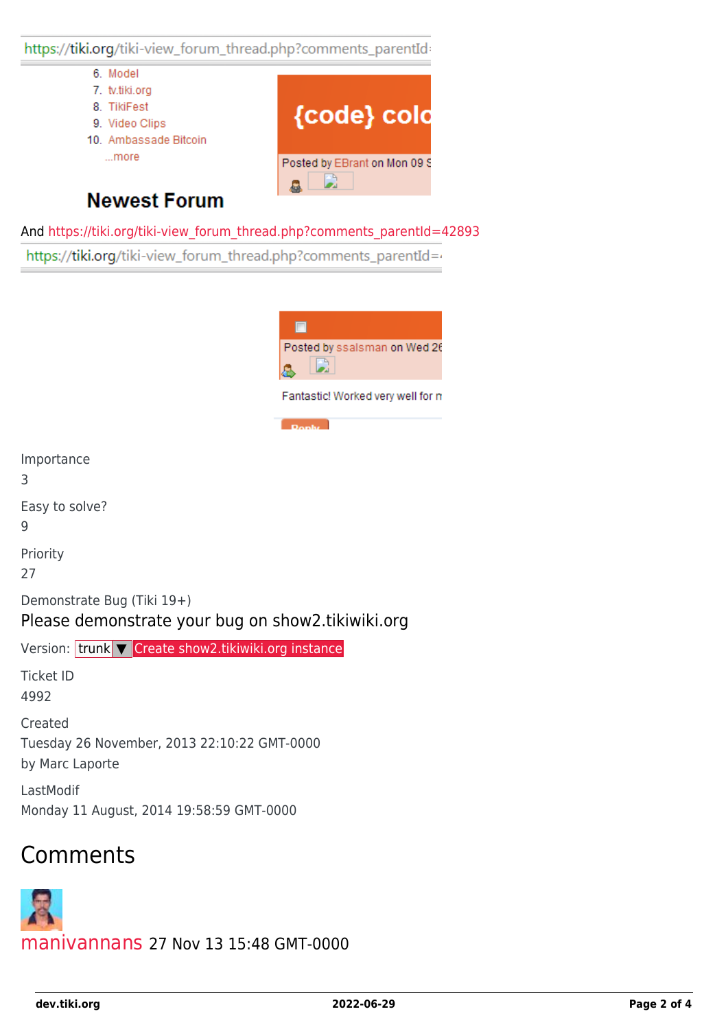And https://tiki.org/tiki-view_forum_thread.php?comments_parentId=42893

Importance
3

Easy to solve?
9

Priority
27

Demonstrate Bug (Tiki 19+)

Please demonstrate your bug on show2.tikiwiki.org

Version: trunk ▼ Create show2.tikiwiki.org instance

Ticket ID
4992

Created
Tuesday 26 November, 2013 22:10:22 GMT-0000
by Marc Laporte

LastModif
Monday 11 August, 2014 19:58:59 GMT-0000

## Comments

manivannans 27 Nov 13 15:48 GMT-0000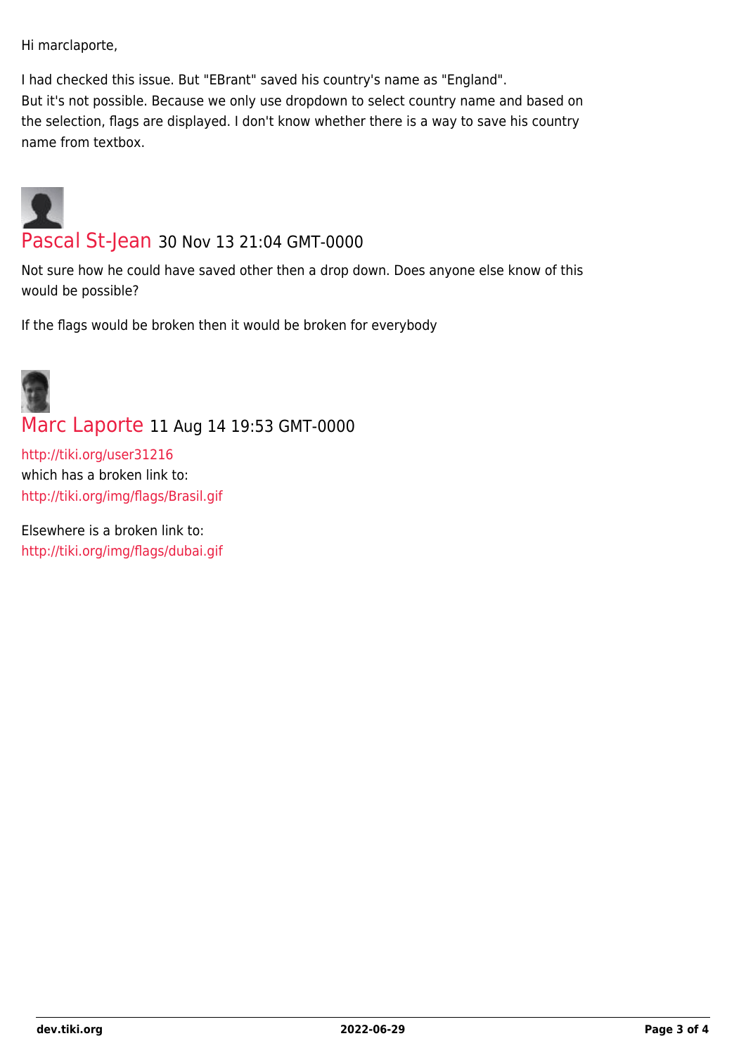Hi marclaporte,

I had checked this issue. But "EBrant" saved his country's name as "England".
But it's not possible. Because we only use dropdown to select country name and based on the selection, flags are displayed. I don't know whether there is a way to save his country name from textbox.

Pascal St-Jean 30 Nov 13 21:04 GMT-0000

Not sure how he could have saved other then a drop down. Does anyone else know of this would be possible?

If the flags would be broken then it would be broken for everybody

Marc Laporte 11 Aug 14 19:53 GMT-0000

http://tiki.org/user31216
which has a broken link to:
http://tiki.org/img/flags/Brasil.gif

Elsewhere is a broken link to:
http://tiki.org/img/flags/dubai.gif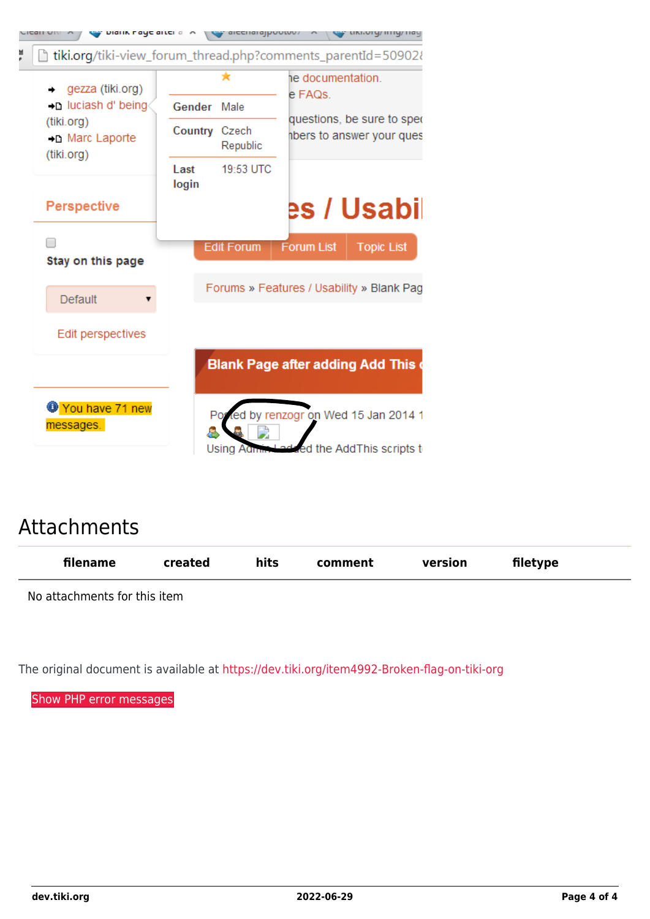# Attachments

| filename | created | hits | comment | version | filetype |
|---|---|---|---|---|---|

No attachments for this item

The original document is available at https://dev.tiki.org/item4992-Broken-flag-on-tiki-org

Show PHP error messages